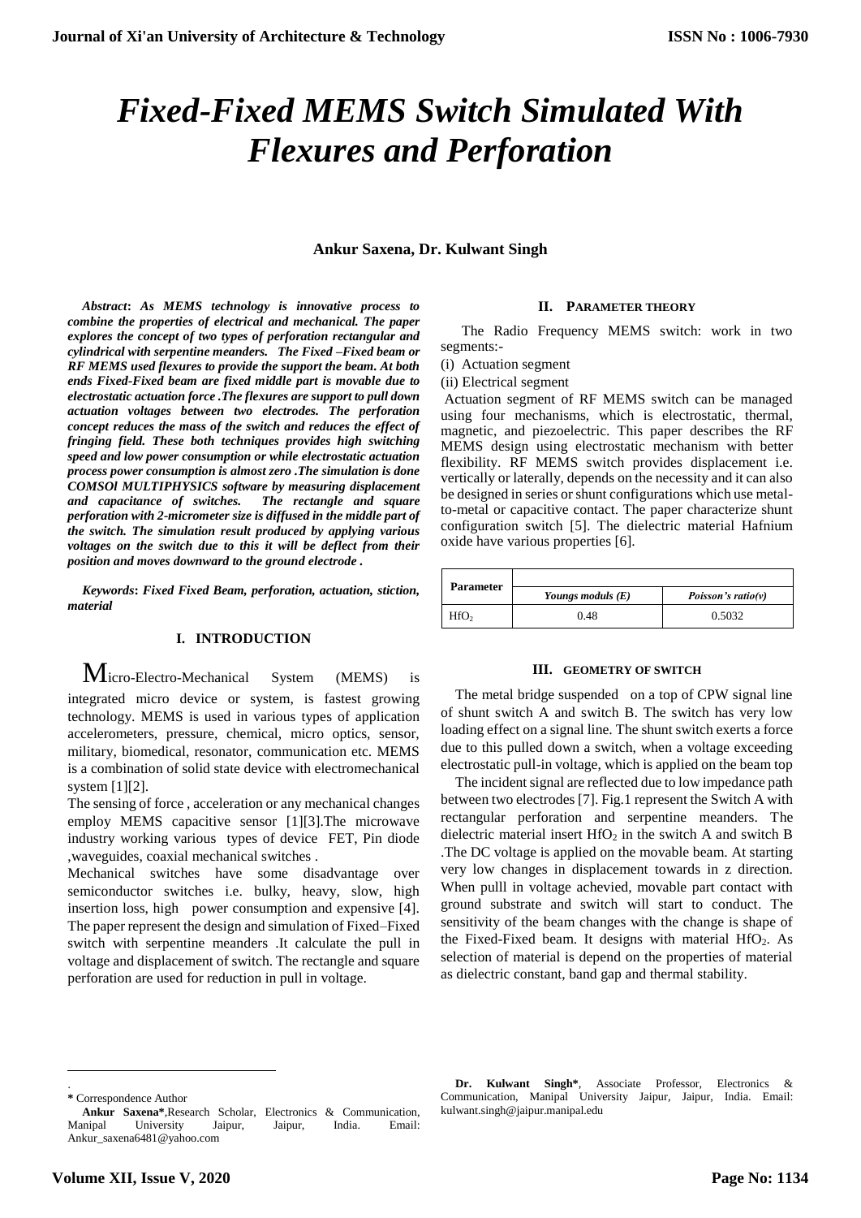# Fixed-Fixed MEMS Switch Simulated With Flexures and Perforation

**Ankur Saxena, Dr. Kulwant Singh**

***Abstract*: *As MEMS technology is innovative process to combine the properties of electrical and mechanical. The paper explores the concept of two types of perforation rectangular and cylindrical with serpentine meanders. The Fixed –Fixed beam or RF MEMS used flexures to provide the support the beam. At both ends Fixed-Fixed beam are fixed middle part is movable due to electrostatic actuation force .The flexures are support to pull down actuation voltages between two electrodes. The perforation concept reduces the mass of the switch and reduces the effect of fringing field. These both techniques provides high switching speed and low power consumption or while electrostatic actuation process power consumption is almost zero .The simulation is done COMSOl MULTIPHYSICS software by measuring displacement and capacitance of switches. The rectangle and square perforation with 2-micrometer size is diffused in the middle part of the switch. The simulation result produced by applying various voltages on the switch due to this it will be deflect from their position and moves downward to the ground electrode .***

***Keywords*: *Fixed Fixed Beam, perforation, actuation, stiction, material***

## I. INTRODUCTION

Micro-Electro-Mechanical System (MEMS) is integrated micro device or system, is fastest growing technology. MEMS is used in various types of application accelerometers, pressure, chemical, micro optics, sensor, military, biomedical, resonator, communication etc. MEMS is a combination of solid state device with electromechanical system [1][2].

The sensing of force , acceleration or any mechanical changes employ MEMS capacitive sensor [1][3].The microwave industry working various types of device FET, Pin diode ,waveguides, coaxial mechanical switches .

Mechanical switches have some disadvantage over semiconductor switches i.e. bulky, heavy, slow, high insertion loss, high power consumption and expensive [4]. The paper represent the design and simulation of Fixed–Fixed switch with serpentine meanders .It calculate the pull in voltage and displacement of switch. The rectangle and square perforation are used for reduction in pull in voltage.

## II. PARAMETER THEORY

The Radio Frequency MEMS switch: work in two segments:-

(i) Actuation segment

(ii) Electrical segment

Actuation segment of RF MEMS switch can be managed using four mechanisms, which is electrostatic, thermal, magnetic, and piezoelectric. This paper describes the RF MEMS design using electrostatic mechanism with better flexibility. RF MEMS switch provides displacement i.e. vertically or laterally, depends on the necessity and it can also be designed in series or shunt configurations which use metal-to-metal or capacitive contact. The paper characterize shunt configuration switch [5]. The dielectric material Hafnium oxide have various properties [6].

| Parameter | | |
|---|---|---|
| | *Youngs moduls (E)* | *Poisson's ratio(v)* |
| $HfO_2$ | 0.48 | 0.5032 |

## III. GEOMETRY OF SWITCH

The metal bridge suspended on a top of CPW signal line of shunt switch A and switch B. The switch has very low loading effect on a signal line. The shunt switch exerts a force due to this pulled down a switch, when a voltage exceeding electrostatic pull-in voltage, which is applied on the beam top

The incident signal are reflected due to low impedance path between two electrodes [7]. Fig.1 represent the Switch A with rectangular perforation and serpentine meanders. The dielectric material insert $HfO_2$ in the switch A and switch B .The DC voltage is applied on the movable beam. At starting very low changes in displacement towards in z direction. When pulll in voltage achevied, movable part contact with ground substrate and switch will start to conduct. The sensitivity of the beam changes with the change is shape of the Fixed-Fixed beam. It designs with material $HfO_2$. As selection of material is depend on the properties of material as dielectric constant, band gap and thermal stability.

.
**\*** Correspondence Author

**Ankur Saxena\***,Research Scholar, Electronics & Communication, Manipal University Jaipur, Jaipur, India. Email: Ankur_saxena6481@yahoo.com

**Dr. Kulwant Singh\***, Associate Professor, Electronics & Communication, Manipal University Jaipur, Jaipur, India. Email: kulwant.singh@jaipur.manipal.edu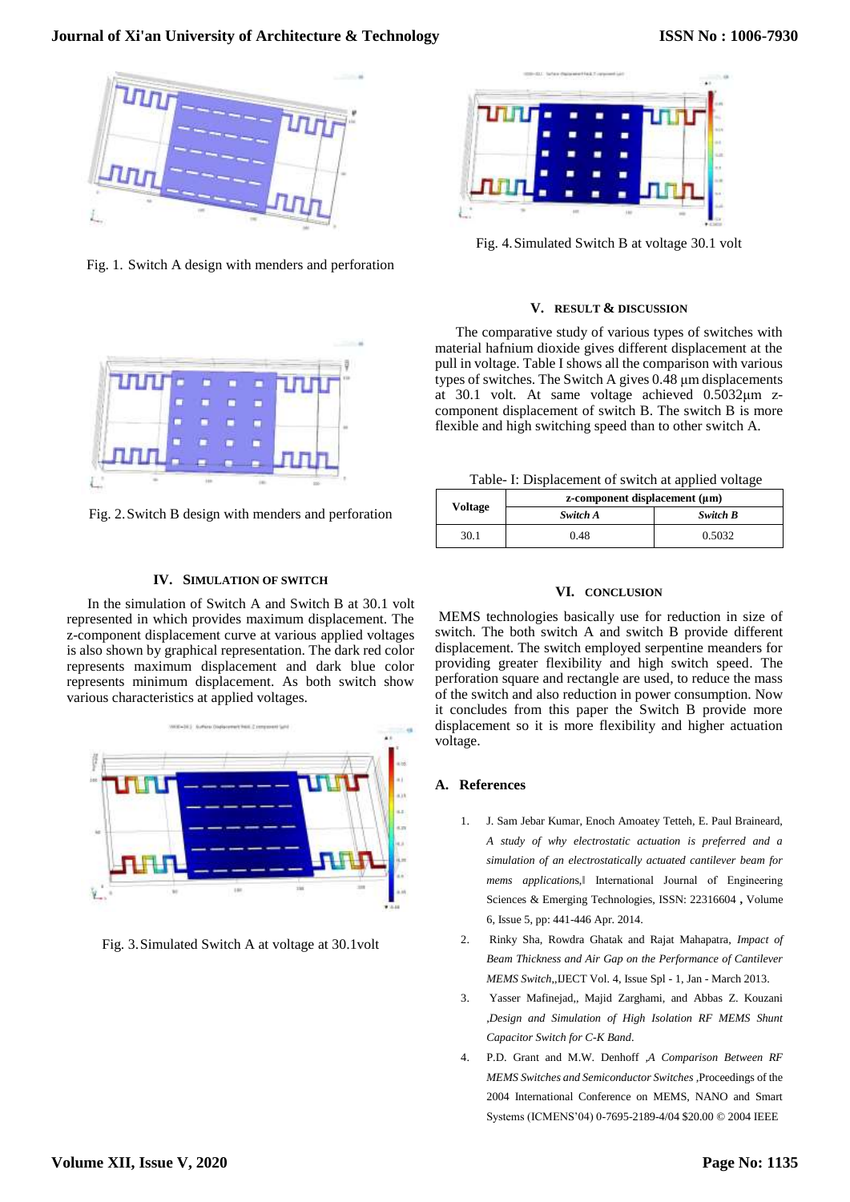Fig. 1. Switch A design with menders and perforation

Fig. 2. Switch B design with menders and perforation

## IV. Simulation of Switch

In the simulation of Switch A and Switch B at 30.1 volt represented in which provides maximum displacement. The z-component displacement curve at various applied voltages is also shown by graphical representation. The dark red color represents maximum displacement and dark blue color represents minimum displacement. As both switch show various characteristics at applied voltages.

Fig. 3. Simulated Switch A at voltage at 30.1volt

Fig. 4. Simulated Switch B at voltage 30.1 volt

## V. Result & Discussion

The comparative study of various types of switches with material hafnium dioxide gives different displacement at the pull in voltage. Table I shows all the comparison with various types of switches. The Switch A gives 0.48 μm displacements at 30.1 volt. At same voltage achieved 0.5032μm z-component displacement of switch B. The switch B is more flexible and high switching speed than to other switch A.

Table- I: Displacement of switch at applied voltage

| Voltage | z-component displacement (μm) | |
|---|---|---|
| | *Switch A* | *Switch B* |
| 30.1 | 0.48 | 0.5032 |

## VI. Conclusion

MEMS technologies basically use for reduction in size of switch. The both switch A and switch B provide different displacement. The switch employed serpentine meanders for providing greater flexibility and high switch speed. The perforation square and rectangle are used, to reduce the mass of the switch and also reduction in power consumption. Now it concludes from this paper the Switch B provide more displacement so it is more flexibility and higher actuation voltage.

### A. References

1. J. Sam Jebar Kumar, Enoch Amoatey Tetteh, E. Paul Braineard, *A study of why electrostatic actuation is preferred and a simulation of an electrostatically actuated cantilever beam for mems applications*,‖ International Journal of Engineering Sciences & Emerging Technologies, ISSN: 22316604 **,** Volume 6, Issue 5, pp: 441-446 Apr. 2014.
2. Rinky Sha, Rowdra Ghatak and Rajat Mahapatra, *Impact of Beam Thickness and Air Gap on the Performance of Cantilever MEMS Switch*,,IJECT Vol. 4, Issue Spl - 1, Jan - March 2013.
3. Yasser Mafinejad,, Majid Zarghami, and Abbas Z. Kouzani ,*Design and Simulation of High Isolation RF MEMS Shunt Capacitor Switch for C-K Band*.
4. P.D. Grant and M.W. Denhoff ,*A Comparison Between RF MEMS Switches and Semiconductor Switches* ,Proceedings of the 2004 International Conference on MEMS, NANO and Smart Systems (ICMENS'04) 0-7695-2189-4/04 $20.00 © 2004 IEEE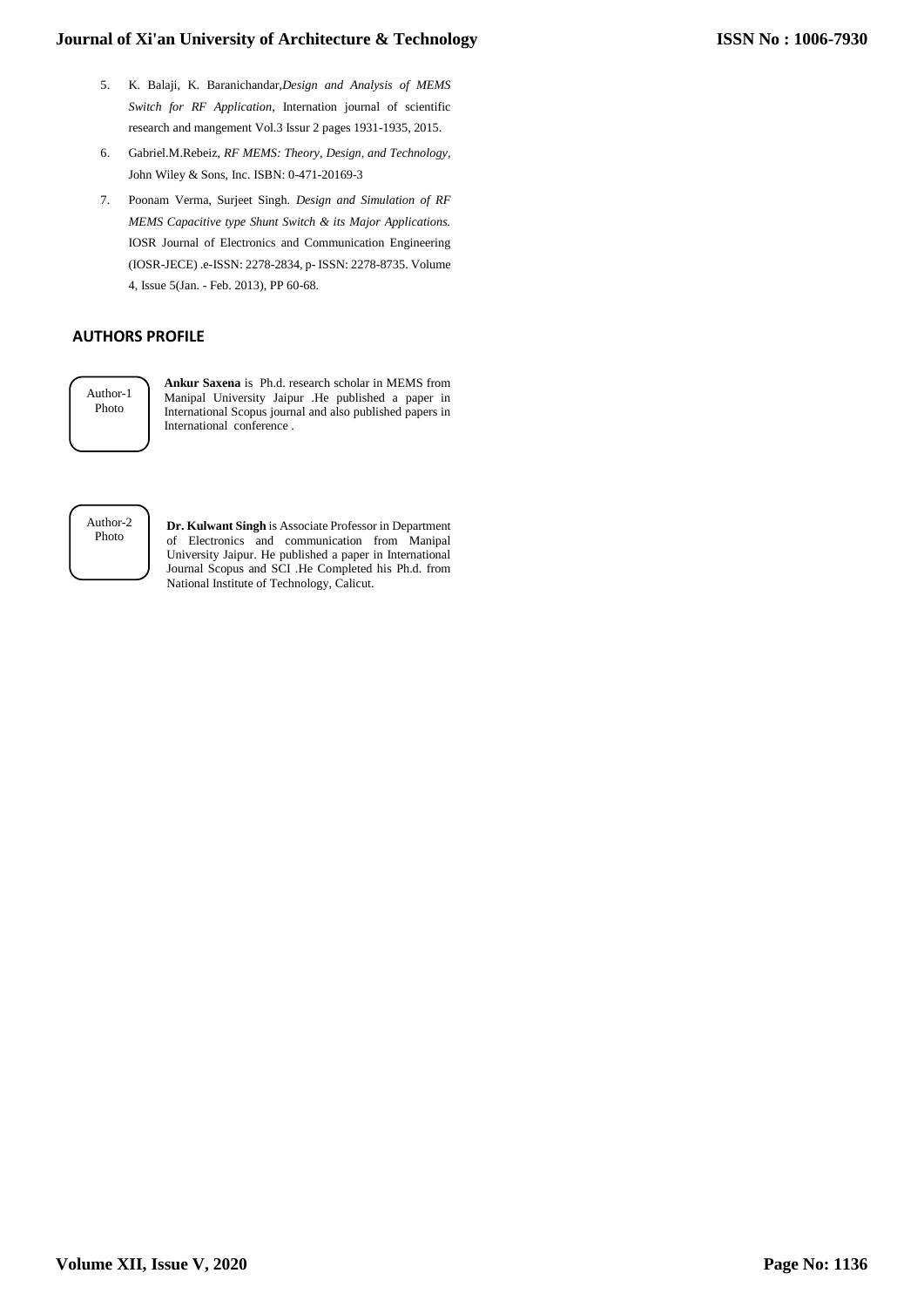5. K. Balaji, K. Baranichandar,*Design and Analysis of MEMS Switch for RF Application*, Internation journal of scientific research and mangement Vol.3 Issur 2 pages 1931-1935, 2015.
6. Gabriel.M.Rebeiz, *RF MEMS: Theory, Design, and Technology*, John Wiley & Sons, Inc. ISBN: 0-471-20169-3
7. Poonam Verma, Surjeet Singh. *Design and Simulation of RF MEMS Capacitive type Shunt Switch & its Major Applications.* IOSR Journal of Electronics and Communication Engineering (IOSR-JECE) .e-ISSN: 2278-2834, p- ISSN: 2278-8735. Volume 4, Issue 5(Jan. - Feb. 2013), PP 60-68.

## AUTHORS PROFILE

Author-1 Photo

**Ankur Saxena** is Ph.d. research scholar in MEMS from Manipal University Jaipur .He published a paper in International Scopus journal and also published papers in International conference .

Author-2 Photo

**Dr. Kulwant Singh** is Associate Professor in Department of Electronics and communication from Manipal University Jaipur. He published a paper in International Journal Scopus and SCI .He Completed his Ph.d. from National Institute of Technology, Calicut.